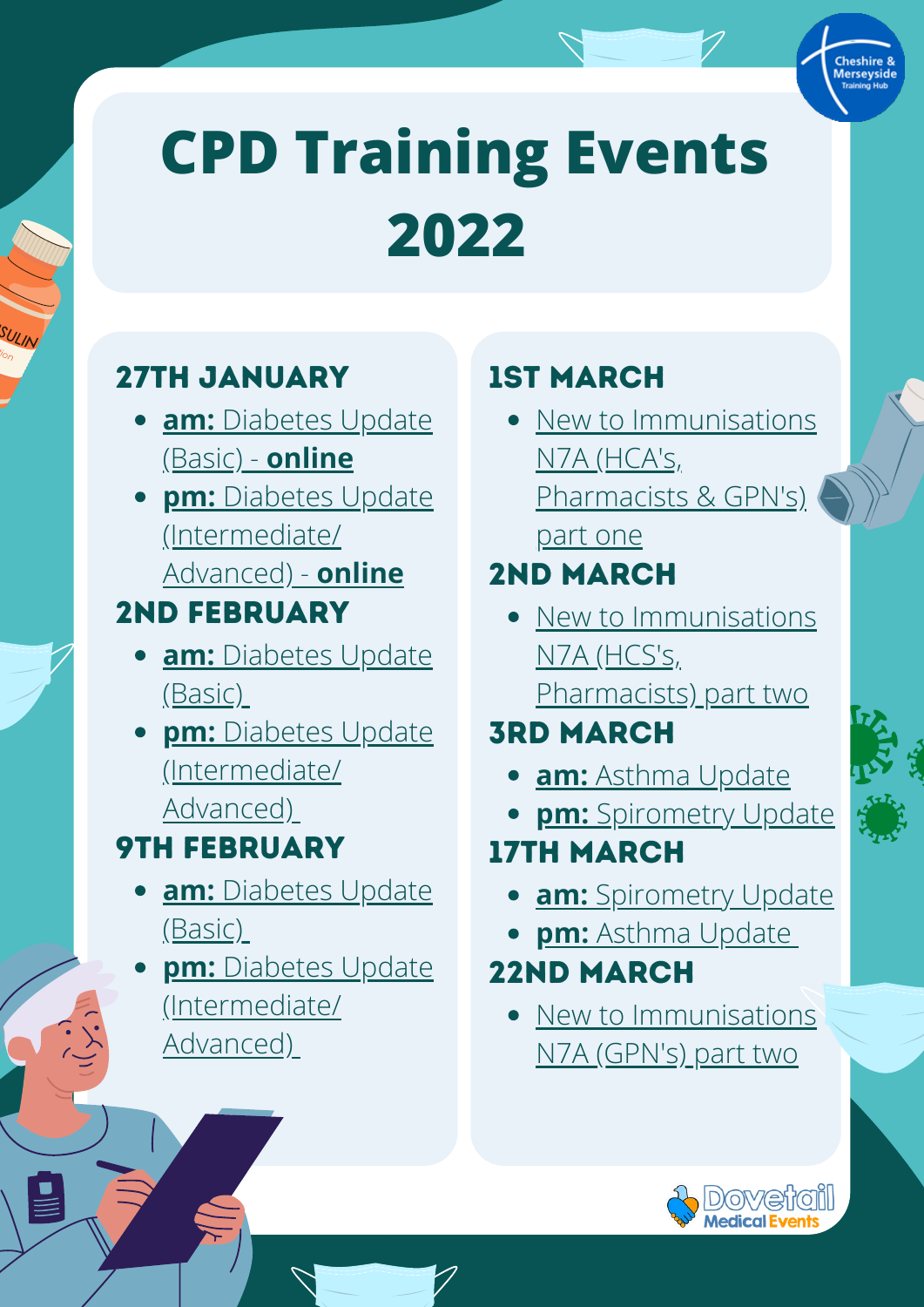# CPD Training Events 2022

## 27TH JANUARY

- **am:** Diabetes Update (Basic) - **online**
- **pm:** Diabetes Update (Intermediate/ Advanced) - **online**

## 2ND FEBRUARY

- **am:** Diabetes Update (Basic)
- **pm:** Diabetes Update (Intermediate/ Advanced)

## 9TH FEBRUARY

- **am:** Diabetes Update (Basic)
- **pm:** Diabetes Update (Intermediate/ Advanced)

## 1ST MARCH

- New to Immunisations N7A (HCA's, Pharmacists & GPN's) part one

## 2ND MARCH

- New to Immunisations N7A (HCS's, Pharmacists) part two

## 3RD MARCH

- **am:** Asthma Update
- **pm:** Spirometry Update

## 17TH MARCH

- **am:** Spirometry Update
- **pm:** Asthma Update

## 22ND MARCH

- New to Immunisations N7A (GPN's) part two

Cheshire & Merseyside Training Hub

Dovetail Medical Events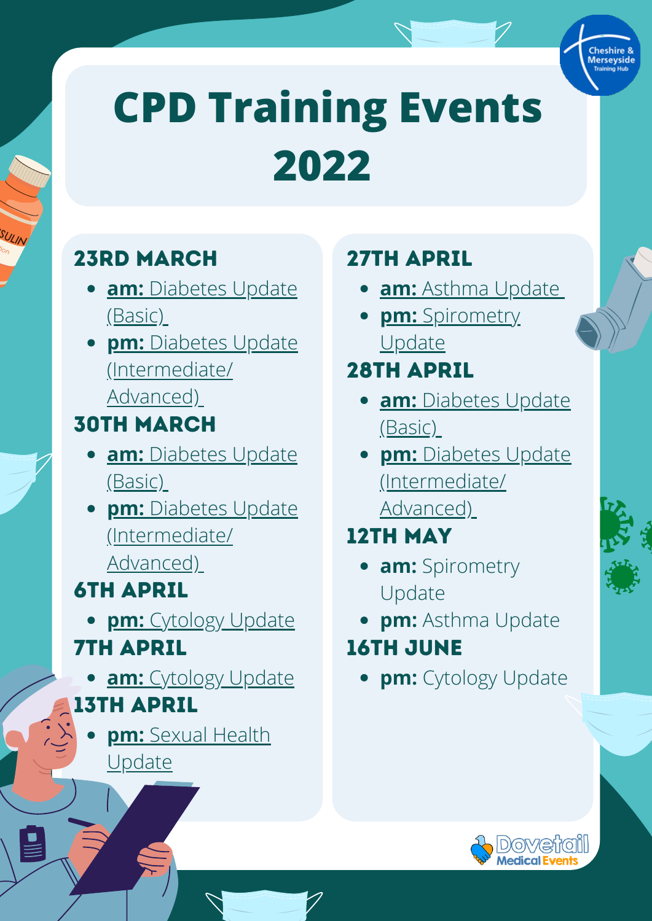# CPD Training Events 2022

## 23RD MARCH

- **am:** Diabetes Update (Basic)
- **pm:** Diabetes Update (Intermediate/ Advanced)

## 30TH MARCH

- **am:** Diabetes Update (Basic)
- **pm:** Diabetes Update (Intermediate/ Advanced)

## 6TH APRIL

- **pm:** Cytology Update

## 7TH APRIL

- **am:** Cytology Update

## 13TH APRIL

- **pm:** Sexual Health Update

## 27TH APRIL

- **am:** Asthma Update
- **pm:** Spirometry Update

## 28TH APRIL

- **am:** Diabetes Update (Basic)
- **pm:** Diabetes Update (Intermediate/ Advanced)

## 12TH MAY

- **am:** Spirometry Update
- **pm:** Asthma Update

## 16TH JUNE

- **pm:** Cytology Update

Cheshire & Merseyside Training Hub

Dovetail Medical Events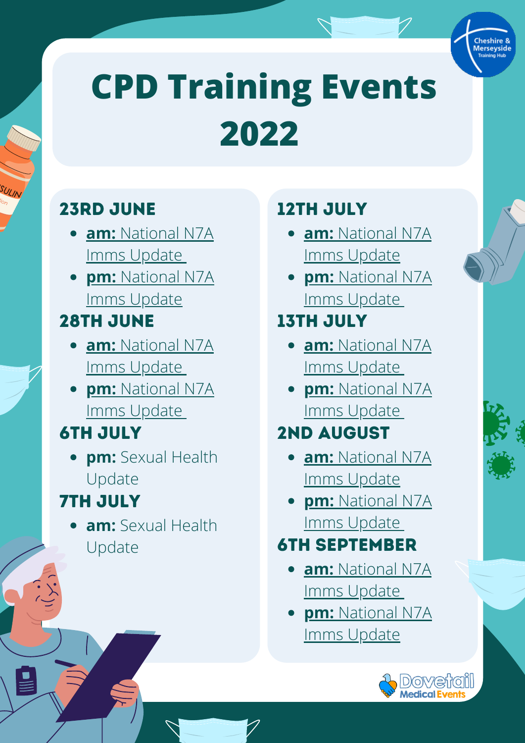# CPD Training Events 2022

## 23RD JUNE

- **am:** National N7A Imms Update
- **pm:** National N7A Imms Update

## 28TH JUNE

- **am:** National N7A Imms Update
- **pm:** National N7A Imms Update

## 6TH JULY

- **pm:** Sexual Health Update

## 7TH JULY

- **am:** Sexual Health Update

## 12TH JULY

- **am:** National N7A Imms Update
- **pm:** National N7A Imms Update

## 13TH JULY

- **am:** National N7A Imms Update
- **pm:** National N7A Imms Update

## 2ND AUGUST

- **am:** National N7A Imms Update
- **pm:** National N7A Imms Update

## 6TH SEPTEMBER

- **am:** National N7A Imms Update
- **pm:** National N7A Imms Update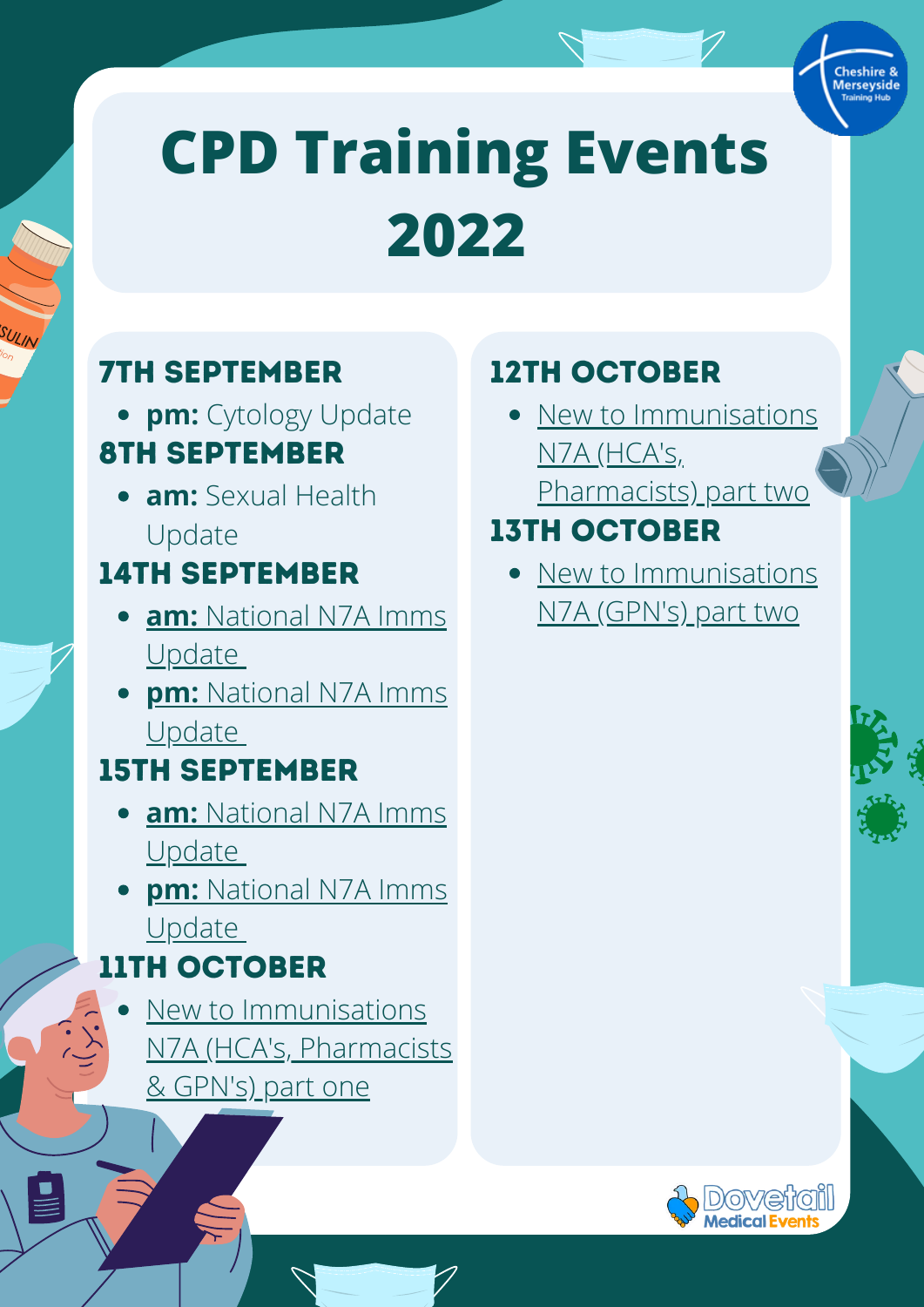# CPD Training Events 2022

### 7TH SEPTEMBER

- **pm:** Cytology Update

### 8TH SEPTEMBER

- **am:** Sexual Health Update

### 14TH SEPTEMBER

- **am:** National N7A Imms Update
- **pm:** National N7A Imms Update

### 15TH SEPTEMBER

- **am:** National N7A Imms Update
- **pm:** National N7A Imms Update

### 11TH OCTOBER

- New to Immunisations N7A (HCA's, Pharmacists & GPN's) part one

### 12TH OCTOBER

- New to Immunisations N7A (HCA's, Pharmacists) part two

### 13TH OCTOBER

- New to Immunisations N7A (GPN's) part two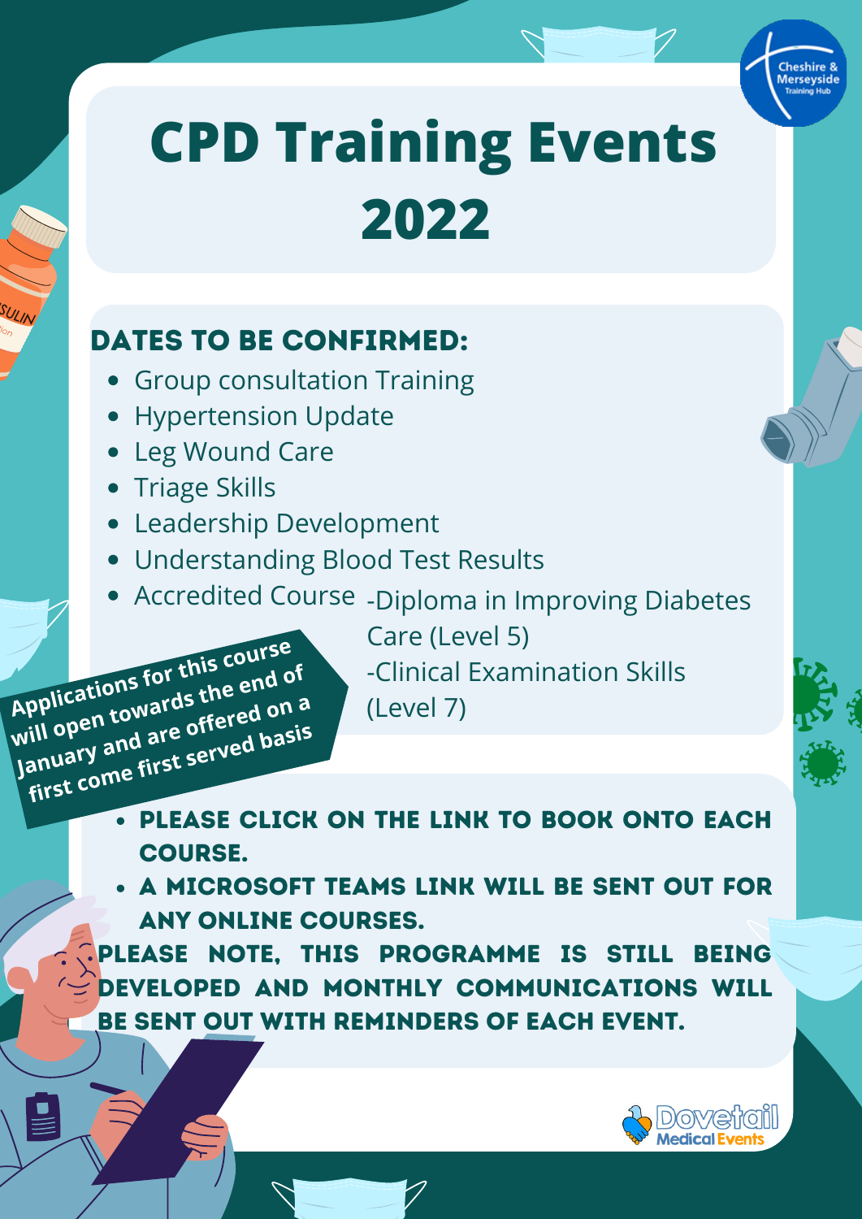# CPD Training Events 2022

## DATES TO BE CONFIRMED:

- Group consultation Training
- Hypertension Update
- Leg Wound Care
- Triage Skills
- Leadership Development
- Understanding Blood Test Results
- Accredited Course -Diploma in Improving Diabetes Care (Level 5)
  -Clinical Examination Skills (Level 7)

Applications for this course will open towards the end of January and are offered on a first come first served basis

- **PLEASE CLICK ON THE LINK TO BOOK ONTO EACH COURSE.**
- **A MICROSOFT TEAMS LINK WILL BE SENT OUT FOR ANY ONLINE COURSES.**

**PLEASE NOTE, THIS PROGRAMME IS STILL BEING DEVELOPED AND MONTHLY COMMUNICATIONS WILL BE SENT OUT WITH REMINDERS OF EACH EVENT.**